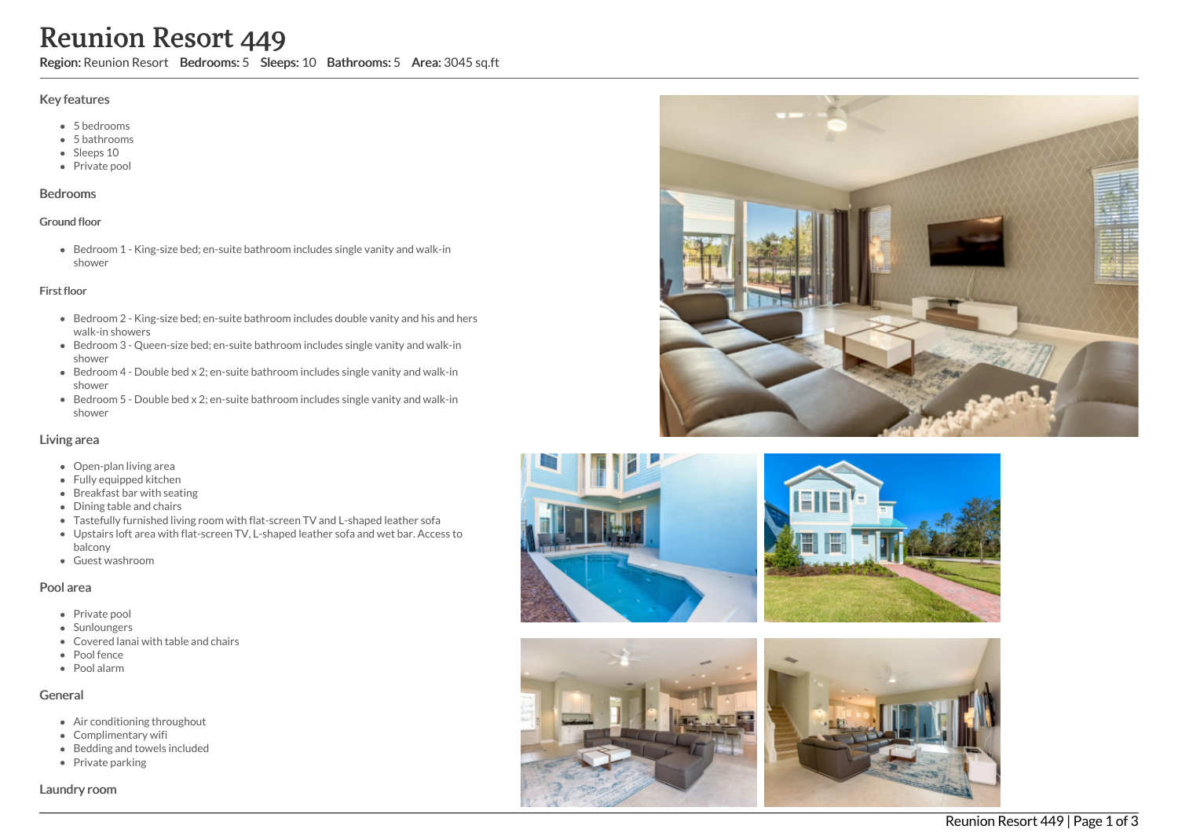# Reunion Resort 449

**Region:** Reunion Resort **Bedrooms:** 5 **Sleeps:** 10 **Bathrooms:** 5 **Area:** 3045 sq.ft

## Key features

- 5 bedrooms
- 5 bathrooms
- Sleeps 10
- Private pool

## Bedrooms

### Ground floor

- Bedroom 1 - King-size bed; en-suite bathroom includes single vanity and walk-in shower

### First floor

- Bedroom 2 - King-size bed; en-suite bathroom includes double vanity and his and hers walk-in showers
- Bedroom 3 - Queen-size bed; en-suite bathroom includes single vanity and walk-in shower
- Bedroom 4 - Double bed x 2; en-suite bathroom includes single vanity and walk-in shower
- Bedroom 5 - Double bed x 2; en-suite bathroom includes single vanity and walk-in shower

## Living area

- Open-plan living area
- Fully equipped kitchen
- Breakfast bar with seating
- Dining table and chairs
- Tastefully furnished living room with flat-screen TV and L-shaped leather sofa
- Upstairs loft area with flat-screen TV, L-shaped leather sofa and wet bar. Access to balcony
- Guest washroom

## Pool area

- Private pool
- Sunloungers
- Covered lanai with table and chairs
- Pool fence
- Pool alarm

## General

- Air conditioning throughout
- Complimentary wifi
- Bedding and towels included
- Private parking

## Laundry room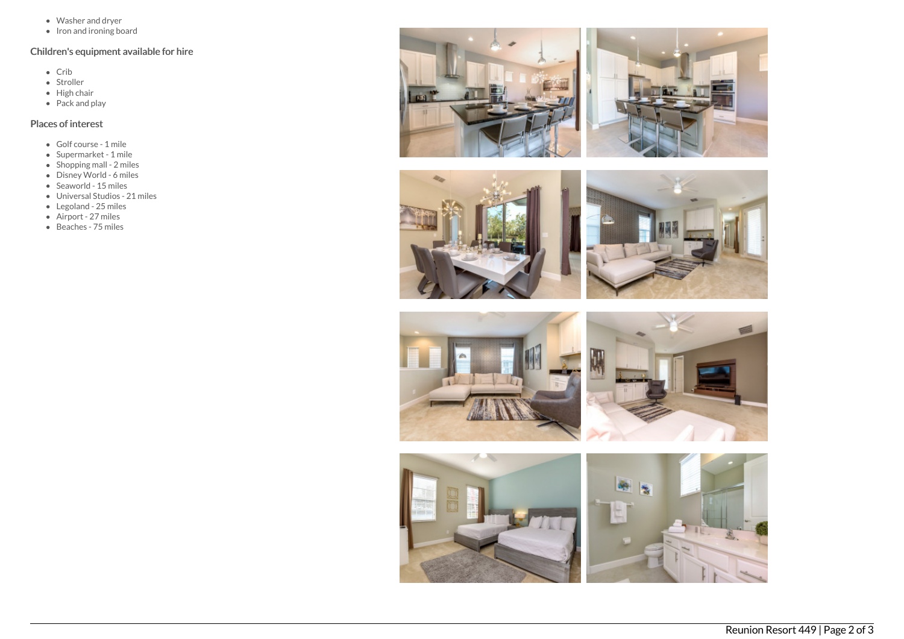- Washer and dryer
- Iron and ironing board

### Children's equipment available for hire

- Crib
- Stroller
- High chair
- Pack and play

### Places of interest

- Golf course - 1 mile
- Supermarket - 1 mile
- Shopping mall - 2 miles
- Disney World - 6 miles
- Seaworld - 15 miles
- Universal Studios - 21 miles
- Legoland - 25 miles
- Airport - 27 miles
- Beaches - 75 miles